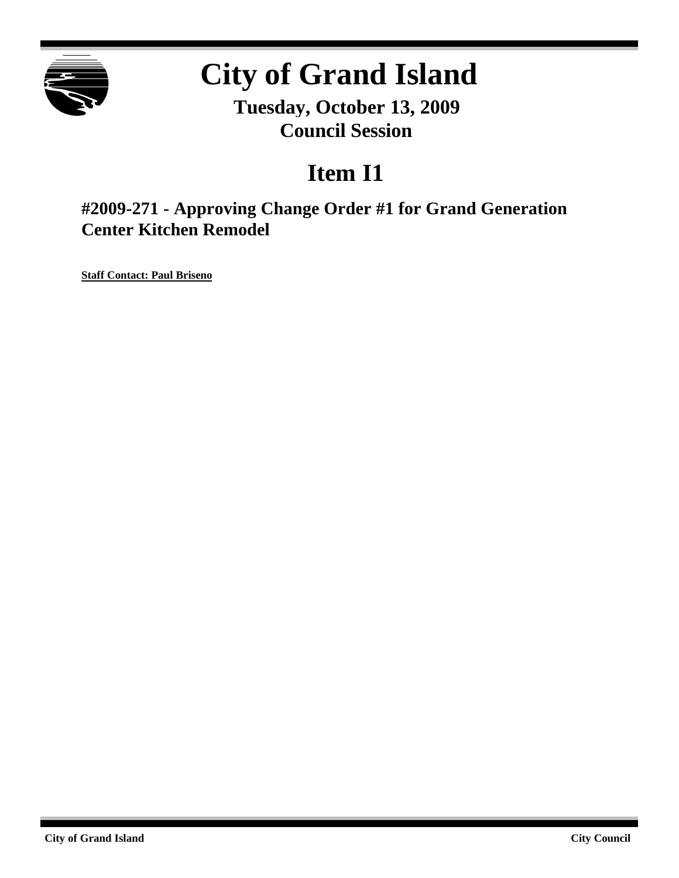# City of Grand Island

**Tuesday, October 13, 2009**
**Council Session**

## Item I1

### #2009-271 - Approving Change Order #1 for Grand Generation Center Kitchen Remodel

**Staff Contact: Paul Briseno**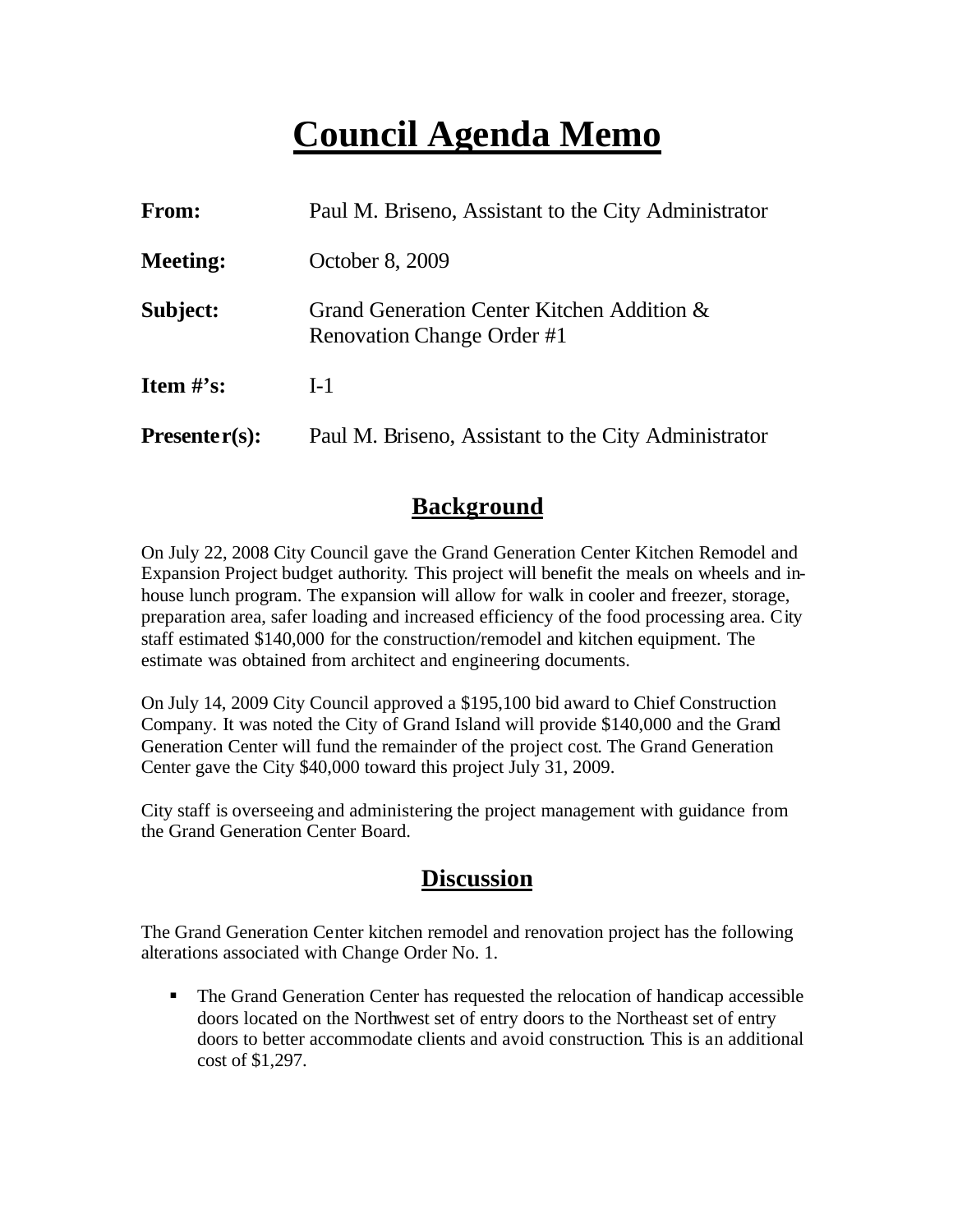# Council Agenda Memo

| | |
|---|---|
| **From:** | Paul M. Briseno, Assistant to the City Administrator |
| **Meeting:** | October 8, 2009 |
| **Subject:** | Grand Generation Center Kitchen Addition & Renovation Change Order #1 |
| **Item #'s:** | I-1 |
| **Presenter(s):** | Paul M. Briseno, Assistant to the City Administrator |

## Background

On July 22, 2008 City Council gave the Grand Generation Center Kitchen Remodel and Expansion Project budget authority. This project will benefit the meals on wheels and in-house lunch program. The expansion will allow for walk in cooler and freezer, storage, preparation area, safer loading and increased efficiency of the food processing area. City staff estimated $140,000 for the construction/remodel and kitchen equipment. The estimate was obtained from architect and engineering documents.

On July 14, 2009 City Council approved a $195,100 bid award to Chief Construction Company. It was noted the City of Grand Island will provide $140,000 and the Grand Generation Center will fund the remainder of the project cost. The Grand Generation Center gave the City $40,000 toward this project July 31, 2009.

City staff is overseeing and administering the project management with guidance from the Grand Generation Center Board.

## Discussion

The Grand Generation Center kitchen remodel and renovation project has the following alterations associated with Change Order No. 1.

- The Grand Generation Center has requested the relocation of handicap accessible doors located on the Northwest set of entry doors to the Northeast set of entry doors to better accommodate clients and avoid construction. This is an additional cost of $1,297.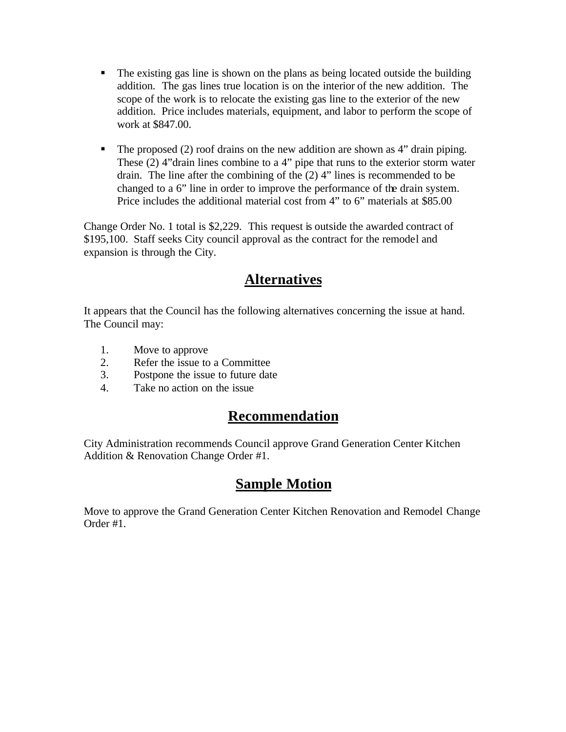- The existing gas line is shown on the plans as being located outside the building addition. The gas lines true location is on the interior of the new addition. The scope of the work is to relocate the existing gas line to the exterior of the new addition. Price includes materials, equipment, and labor to perform the scope of work at $847.00.

- The proposed (2) roof drains on the new addition are shown as 4" drain piping. These (2) 4"drain lines combine to a 4" pipe that runs to the exterior storm water drain. The line after the combining of the (2) 4" lines is recommended to be changed to a 6" line in order to improve the performance of the drain system. Price includes the additional material cost from 4" to 6" materials at $85.00

Change Order No. 1 total is $2,229. This request is outside the awarded contract of $195,100. Staff seeks City council approval as the contract for the remodel and expansion is through the City.

## Alternatives

It appears that the Council has the following alternatives concerning the issue at hand. The Council may:

1. Move to approve
2. Refer the issue to a Committee
3. Postpone the issue to future date
4. Take no action on the issue

## Recommendation

City Administration recommends Council approve Grand Generation Center Kitchen Addition & Renovation Change Order #1.

## Sample Motion

Move to approve the Grand Generation Center Kitchen Renovation and Remodel Change Order #1.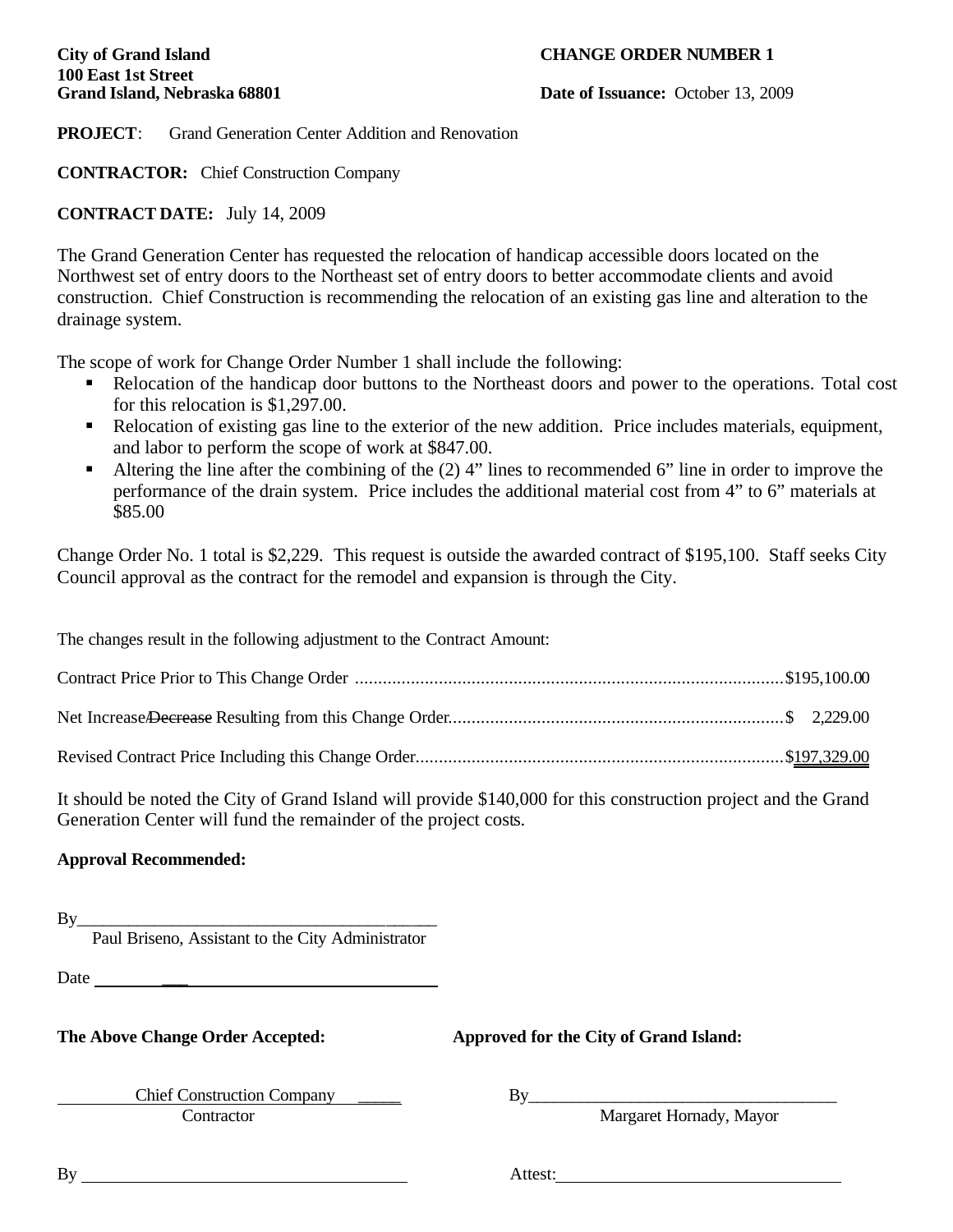**City of Grand Island**
**100 East 1st Street**
**Grand Island, Nebraska 68801**

**CHANGE ORDER NUMBER 1**

**Date of Issuance:** October 13, 2009

**PROJECT**: Grand Generation Center Addition and Renovation

**CONTRACTOR:** Chief Construction Company

**CONTRACT DATE:** July 14, 2009

The Grand Generation Center has requested the relocation of handicap accessible doors located on the Northwest set of entry doors to the Northeast set of entry doors to better accommodate clients and avoid construction. Chief Construction is recommending the relocation of an existing gas line and alteration to the drainage system.

The scope of work for Change Order Number 1 shall include the following:

- Relocation of the handicap door buttons to the Northeast doors and power to the operations. Total cost for this relocation is $1,297.00.
- Relocation of existing gas line to the exterior of the new addition. Price includes materials, equipment, and labor to perform the scope of work at $847.00.
- Altering the line after the combining of the (2) 4" lines to recommended 6" line in order to improve the performance of the drain system. Price includes the additional material cost from 4" to 6" materials at $85.00

Change Order No. 1 total is $2,229. This request is outside the awarded contract of $195,100. Staff seeks City Council approval as the contract for the remodel and expansion is through the City.

The changes result in the following adjustment to the Contract Amount:

Contract Price Prior to This Change Order ............................................................ $195,100.00

Net Increase/~~Decrease~~ Resulting from this Change Order........................................ $ 2,229.00

Revised Contract Price Including this Change Order................................................ $197,329.00

It should be noted the City of Grand Island will provide $140,000 for this construction project and the Grand Generation Center will fund the remainder of the project costs.

**Approval Recommended:**

By________________________________________
Paul Briseno, Assistant to the City Administrator

Date ________________________________________

**The Above Change Order Accepted:**

Chief Construction Company _____
Contractor

By ____________________________________

**Approved for the City of Grand Island:**

By____________________________________
Margaret Hornady, Mayor

Attest:__________________________________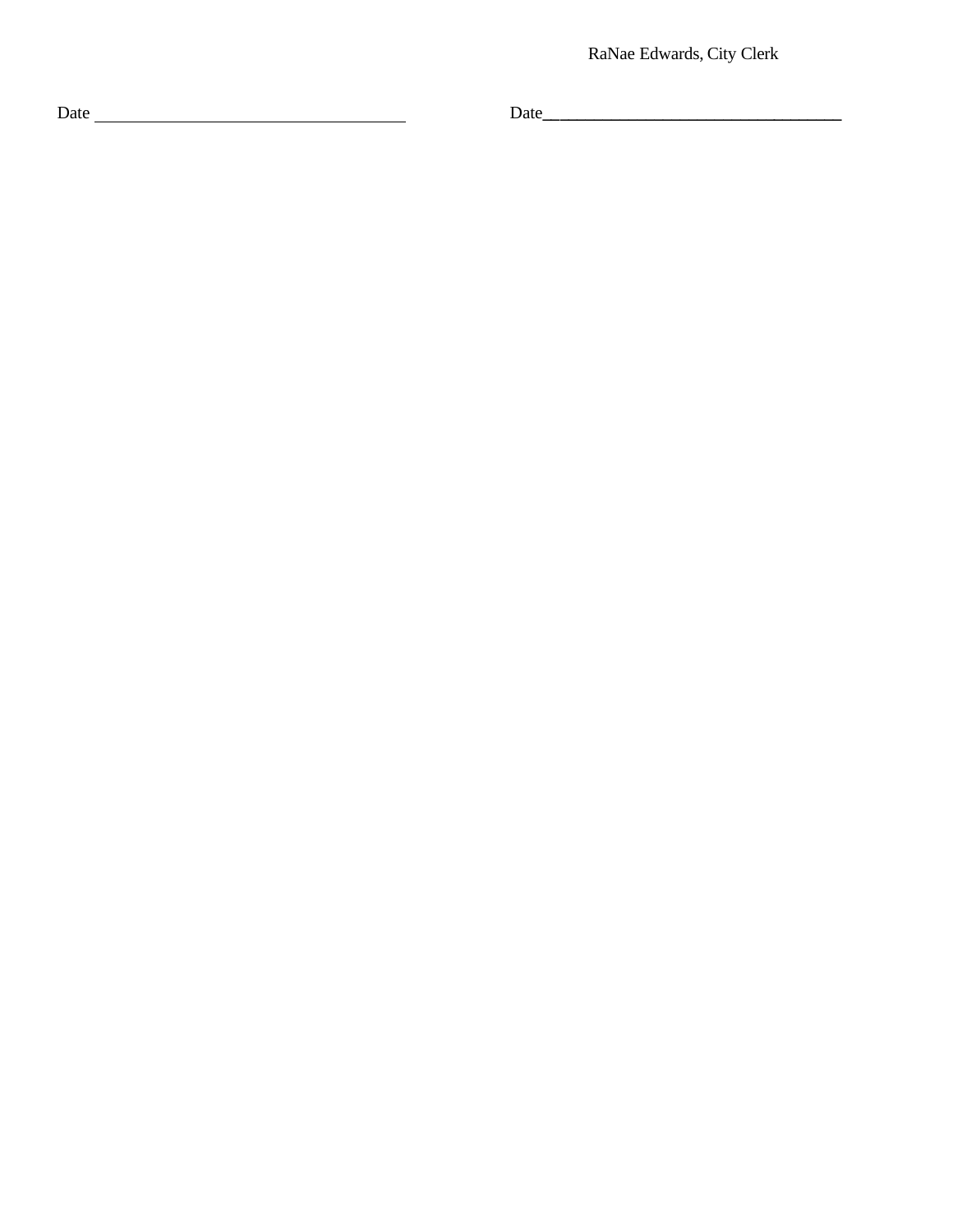RaNae Edwards, City Clerk

Date ___________________________________ Date___________________________________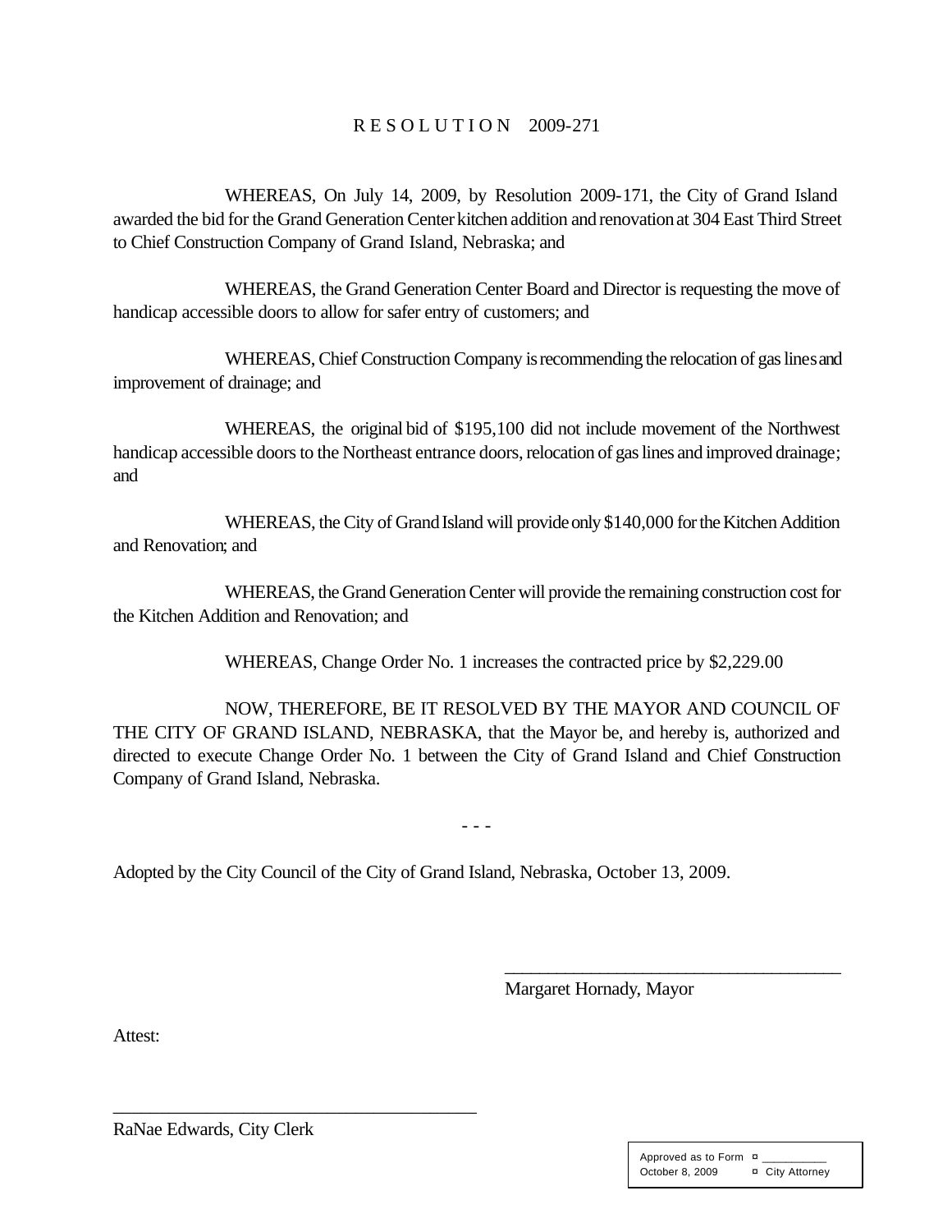# R E S O L U T I O N 2009-271

WHEREAS, On July 14, 2009, by Resolution 2009-171, the City of Grand Island awarded the bid for the Grand Generation Center kitchen addition and renovation at 304 East Third Street to Chief Construction Company of Grand Island, Nebraska; and

WHEREAS, the Grand Generation Center Board and Director is requesting the move of handicap accessible doors to allow for safer entry of customers; and

WHEREAS, Chief Construction Company is recommending the relocation of gas lines and improvement of drainage; and

WHEREAS, the original bid of $195,100 did not include movement of the Northwest handicap accessible doors to the Northeast entrance doors, relocation of gas lines and improved drainage; and

WHEREAS, the City of Grand Island will provide only $140,000 for the Kitchen Addition and Renovation; and

WHEREAS, the Grand Generation Center will provide the remaining construction cost for the Kitchen Addition and Renovation; and

WHEREAS, Change Order No. 1 increases the contracted price by $2,229.00

NOW, THEREFORE, BE IT RESOLVED BY THE MAYOR AND COUNCIL OF THE CITY OF GRAND ISLAND, NEBRASKA, that the Mayor be, and hereby is, authorized and directed to execute Change Order No. 1 between the City of Grand Island and Chief Construction Company of Grand Island, Nebraska.

- - -

Adopted by the City Council of the City of Grand Island, Nebraska, October 13, 2009.

_____________________________________
Margaret Hornady, Mayor

Attest:

_____________________________________
RaNae Edwards, City Clerk

| | |
|---|---|
| Approved as to Form | ¤ ___________ |
| October 8, 2009 | ¤ City Attorney |